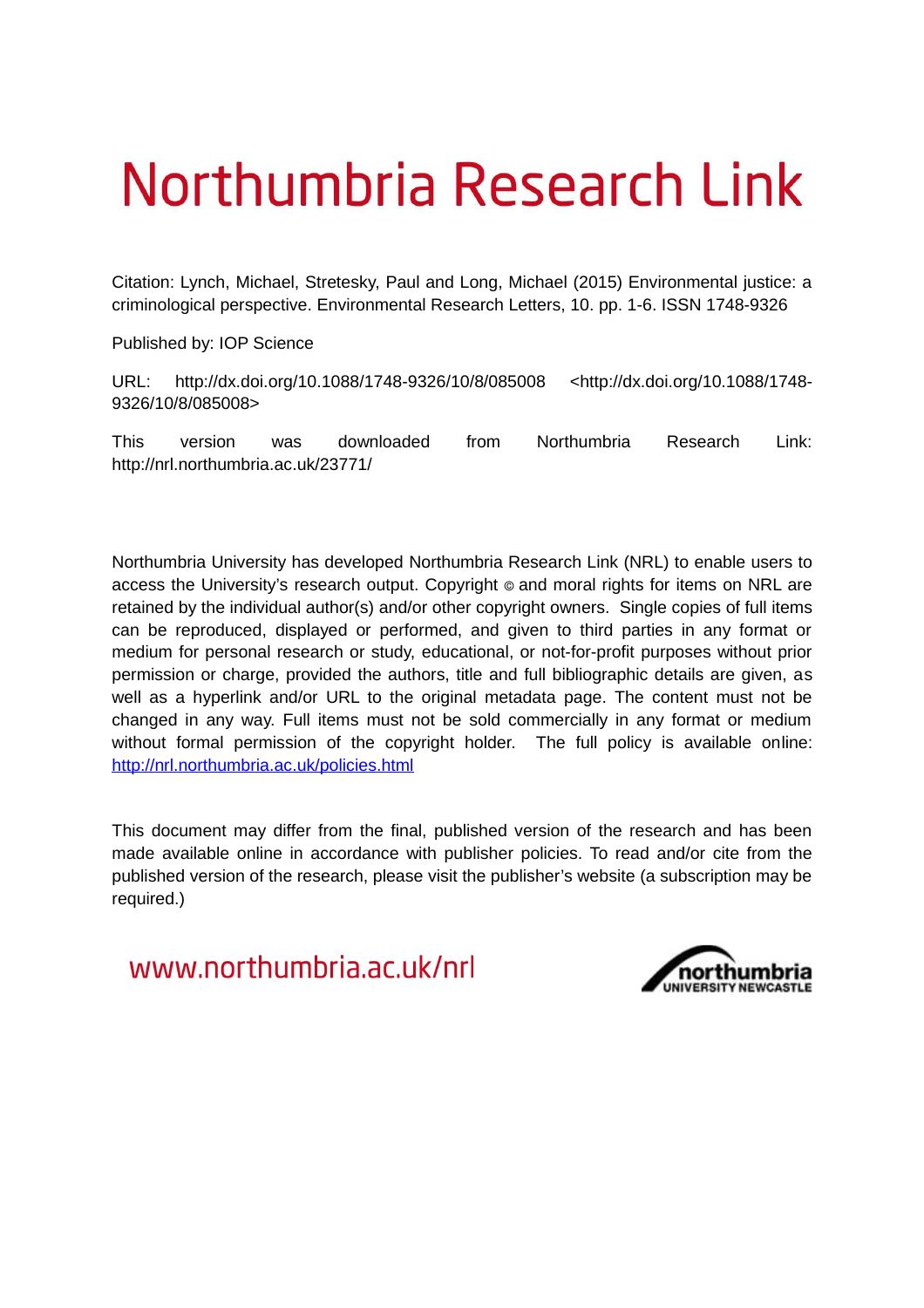# Northumbria Research Link

Citation: Lynch, Michael, Stretesky, Paul and Long, Michael (2015) Environmental justice: a criminological perspective. Environmental Research Letters, 10. pp. 1-6. ISSN 1748-9326

Published by: IOP Science

URL: http://dx.doi.org/10.1088/1748-9326/10/8/085008 <http://dx.doi.org/10.1088/1748-9326/10/8/085008>

This version was downloaded from Northumbria Research Link: http://nrl.northumbria.ac.uk/23771/

Northumbria University has developed Northumbria Research Link (NRL) to enable users to access the University's research output. Copyright © and moral rights for items on NRL are retained by the individual author(s) and/or other copyright owners. Single copies of full items can be reproduced, displayed or performed, and given to third parties in any format or medium for personal research or study, educational, or not-for-profit purposes without prior permission or charge, provided the authors, title and full bibliographic details are given, as well as a hyperlink and/or URL to the original metadata page. The content must not be changed in any way. Full items must not be sold commercially in any format or medium without formal permission of the copyright holder. The full policy is available online: http://nrl.northumbria.ac.uk/policies.html

This document may differ from the final, published version of the research and has been made available online in accordance with publisher policies. To read and/or cite from the published version of the research, please visit the publisher's website (a subscription may be required.)

www.northumbria.ac.uk/nrl

northumbria
UNIVERSITY NEWCASTLE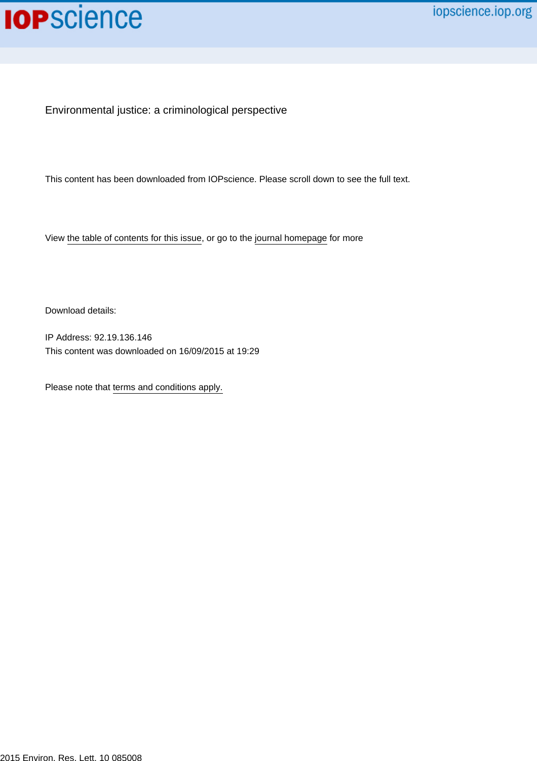Environmental justice: a criminological perspective

This content has been downloaded from IOPscience. Please scroll down to see the full text.

2015 Environ. Res. Lett. 10 085008

View the table of contents for this issue, or go to the journal homepage for more

Download details:

IP Address: 92.19.136.146

This content was downloaded on 16/09/2015 at 19:29

Please note that terms and conditions apply.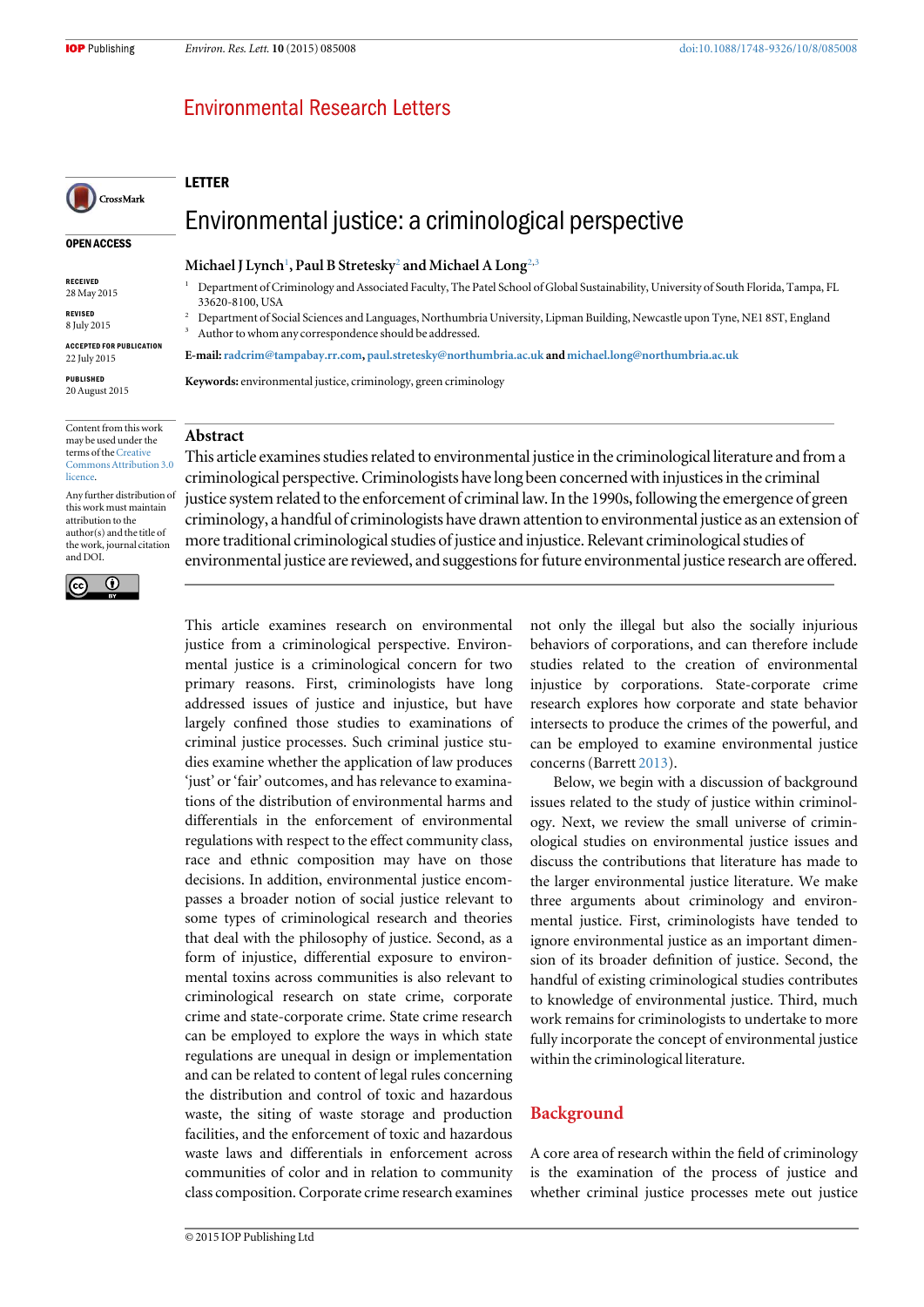LETTER

# Environmental justice: a criminological perspective

**Michael J Lynch**[1], **Paul B Stretesky**[2] **and Michael A Long**[2,3]

[1] Department of Criminology and Associated Faculty, The Patel School of Global Sustainability, University of South Florida, Tampa, FL 33620-8100, USA

[2] Department of Social Sciences and Languages, Northumbria University, Lipman Building, Newcastle upon Tyne, NE1 8ST, England

[3] Author to whom any correspondence should be addressed.

**E-mail:** radcrim@tampabay.rr.com, paul.stretesky@northumbria.ac.uk and michael.long@northumbria.ac.uk

**Keywords:** environmental justice, criminology, green criminology

OPEN ACCESS

RECEIVED
28 May 2015

REVISED
8 July 2015

ACCEPTED FOR PUBLICATION
22 July 2015

PUBLISHED
20 August 2015

Content from this work may be used under the terms of the Creative Commons Attribution 3.0 licence.

Any further distribution of this work must maintain attribution to the author(s) and the title of the work, journal citation and DOI.

## Abstract

This article examines studies related to environmental justice in the criminological literature and from a criminological perspective. Criminologists have long been concerned with injustices in the criminal justice system related to the enforcement of criminal law. In the 1990s, following the emergence of green criminology, a handful of criminologists have drawn attention to environmental justice as an extension of more traditional criminological studies of justice and injustice. Relevant criminological studies of environmental justice are reviewed, and suggestions for future environmental justice research are offered.

This article examines research on environmental justice from a criminological perspective. Environmental justice is a criminological concern for two primary reasons. First, criminologists have long addressed issues of justice and injustice, but have largely confined those studies to examinations of criminal justice processes. Such criminal justice studies examine whether the application of law produces 'just' or 'fair' outcomes, and has relevance to examinations of the distribution of environmental harms and differentials in the enforcement of environmental regulations with respect to the effect community class, race and ethnic composition may have on those decisions. In addition, environmental justice encompasses a broader notion of social justice relevant to some types of criminological research and theories that deal with the philosophy of justice. Second, as a form of injustice, differential exposure to environmental toxins across communities is also relevant to criminological research on state crime, corporate crime and state-corporate crime. State crime research can be employed to explore the ways in which state regulations are unequal in design or implementation and can be related to content of legal rules concerning the distribution and control of toxic and hazardous waste, the siting of waste storage and production facilities, and the enforcement of toxic and hazardous waste laws and differentials in enforcement across communities of color and in relation to community class composition. Corporate crime research examines not only the illegal but also the socially injurious behaviors of corporations, and can therefore include studies related to the creation of environmental injustice by corporations. State-corporate crime research explores how corporate and state behavior intersects to produce the crimes of the powerful, and can be employed to examine environmental justice concerns (Barrett 2013).

Below, we begin with a discussion of background issues related to the study of justice within criminology. Next, we review the small universe of criminological studies on environmental justice issues and discuss the contributions that literature has made to the larger environmental justice literature. We make three arguments about criminology and environmental justice. First, criminologists have tended to ignore environmental justice as an important dimension of its broader definition of justice. Second, the handful of existing criminological studies contributes to knowledge of environmental justice. Third, much work remains for criminologists to undertake to more fully incorporate the concept of environmental justice within the criminological literature.

## Background

A core area of research within the field of criminology is the examination of the process of justice and whether criminal justice processes mete out justice

© 2015 IOP Publishing Ltd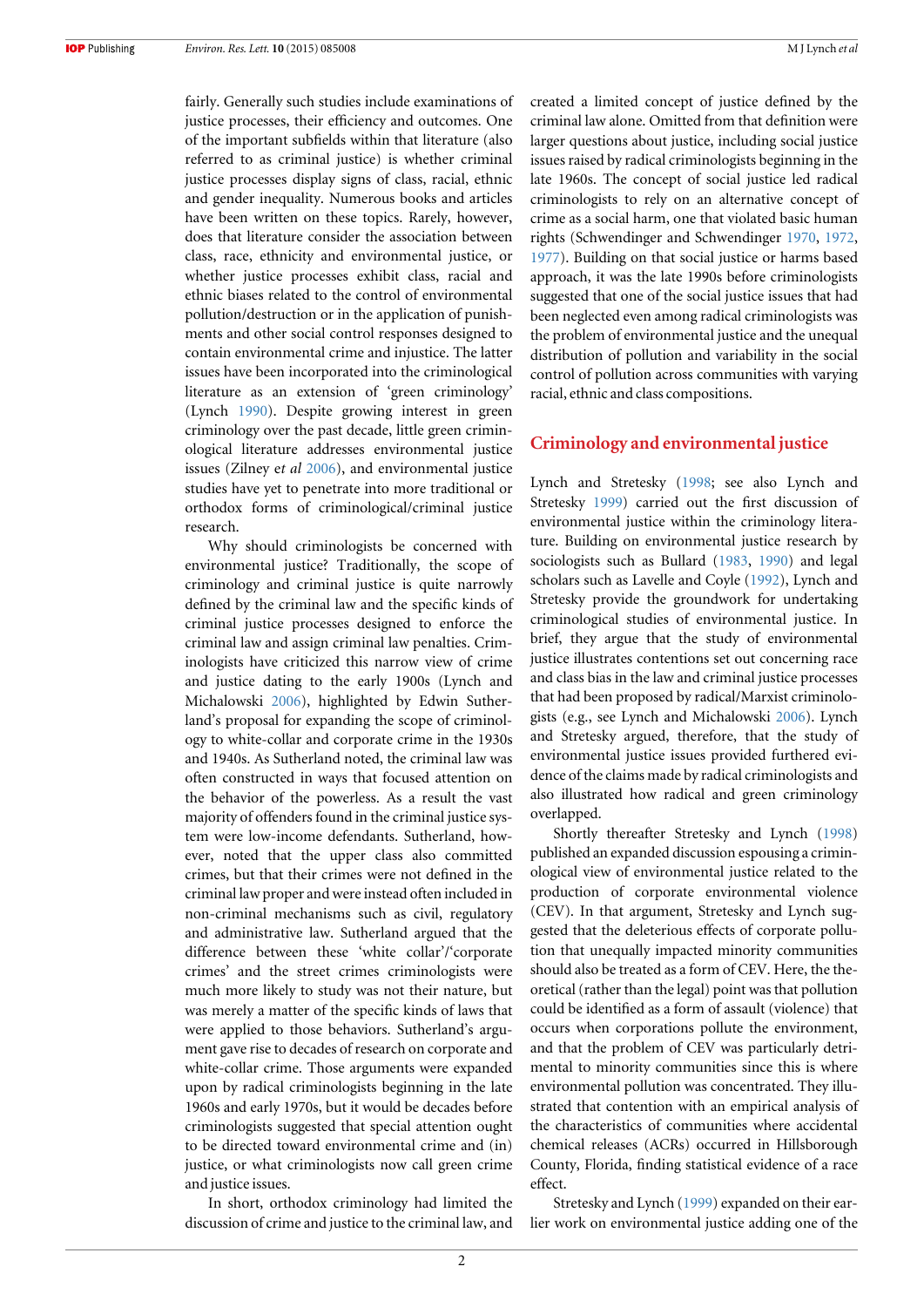fairly. Generally such studies include examinations of justice processes, their efficiency and outcomes. One of the important subfields within that literature (also referred to as criminal justice) is whether criminal justice processes display signs of class, racial, ethnic and gender inequality. Numerous books and articles have been written on these topics. Rarely, however, does that literature consider the association between class, race, ethnicity and environmental justice, or whether justice processes exhibit class, racial and ethnic biases related to the control of environmental pollution/destruction or in the application of punishments and other social control responses designed to contain environmental crime and injustice. The latter issues have been incorporated into the criminological literature as an extension of 'green criminology' (Lynch 1990). Despite growing interest in green criminology over the past decade, little green criminological literature addresses environmental justice issues (Zilney *et al* 2006), and environmental justice studies have yet to penetrate into more traditional or orthodox forms of criminological/criminal justice research.

Why should criminologists be concerned with environmental justice? Traditionally, the scope of criminology and criminal justice is quite narrowly defined by the criminal law and the specific kinds of criminal justice processes designed to enforce the criminal law and assign criminal law penalties. Criminologists have criticized this narrow view of crime and justice dating to the early 1900s (Lynch and Michalowski 2006), highlighted by Edwin Sutherland's proposal for expanding the scope of criminology to white-collar and corporate crime in the 1930s and 1940s. As Sutherland noted, the criminal law was often constructed in ways that focused attention on the behavior of the powerless. As a result the vast majority of offenders found in the criminal justice system were low-income defendants. Sutherland, however, noted that the upper class also committed crimes, but that their crimes were not defined in the criminal law proper and were instead often included in non-criminal mechanisms such as civil, regulatory and administrative law. Sutherland argued that the difference between these 'white collar'/'corporate crimes' and the street crimes criminologists were much more likely to study was not their nature, but was merely a matter of the specific kinds of laws that were applied to those behaviors. Sutherland's argument gave rise to decades of research on corporate and white-collar crime. Those arguments were expanded upon by radical criminologists beginning in the late 1960s and early 1970s, but it would be decades before criminologists suggested that special attention ought to be directed toward environmental crime and (in) justice, or what criminologists now call green crime and justice issues.

In short, orthodox criminology had limited the discussion of crime and justice to the criminal law, and created a limited concept of justice defined by the criminal law alone. Omitted from that definition were larger questions about justice, including social justice issues raised by radical criminologists beginning in the late 1960s. The concept of social justice led radical criminologists to rely on an alternative concept of crime as a social harm, one that violated basic human rights (Schwendinger and Schwendinger 1970, 1972, 1977). Building on that social justice or harms based approach, it was the late 1990s before criminologists suggested that one of the social justice issues that had been neglected even among radical criminologists was the problem of environmental justice and the unequal distribution of pollution and variability in the social control of pollution across communities with varying racial, ethnic and class compositions.

## Criminology and environmental justice

Lynch and Stretesky (1998; see also Lynch and Stretesky 1999) carried out the first discussion of environmental justice within the criminology literature. Building on environmental justice research by sociologists such as Bullard (1983, 1990) and legal scholars such as Lavelle and Coyle (1992), Lynch and Stretesky provide the groundwork for undertaking criminological studies of environmental justice. In brief, they argue that the study of environmental justice illustrates contentions set out concerning race and class bias in the law and criminal justice processes that had been proposed by radical/Marxist criminologists (e.g., see Lynch and Michalowski 2006). Lynch and Stretesky argued, therefore, that the study of environmental justice issues provided furthered evidence of the claims made by radical criminologists and also illustrated how radical and green criminology overlapped.

Shortly thereafter Stretesky and Lynch (1998) published an expanded discussion espousing a criminological view of environmental justice related to the production of corporate environmental violence (CEV). In that argument, Stretesky and Lynch suggested that the deleterious effects of corporate pollution that unequally impacted minority communities should also be treated as a form of CEV. Here, the theoretical (rather than the legal) point was that pollution could be identified as a form of assault (violence) that occurs when corporations pollute the environment, and that the problem of CEV was particularly detrimental to minority communities since this is where environmental pollution was concentrated. They illustrated that contention with an empirical analysis of the characteristics of communities where accidental chemical releases (ACRs) occurred in Hillsborough County, Florida, finding statistical evidence of a race effect.

Stretesky and Lynch (1999) expanded on their earlier work on environmental justice adding one of the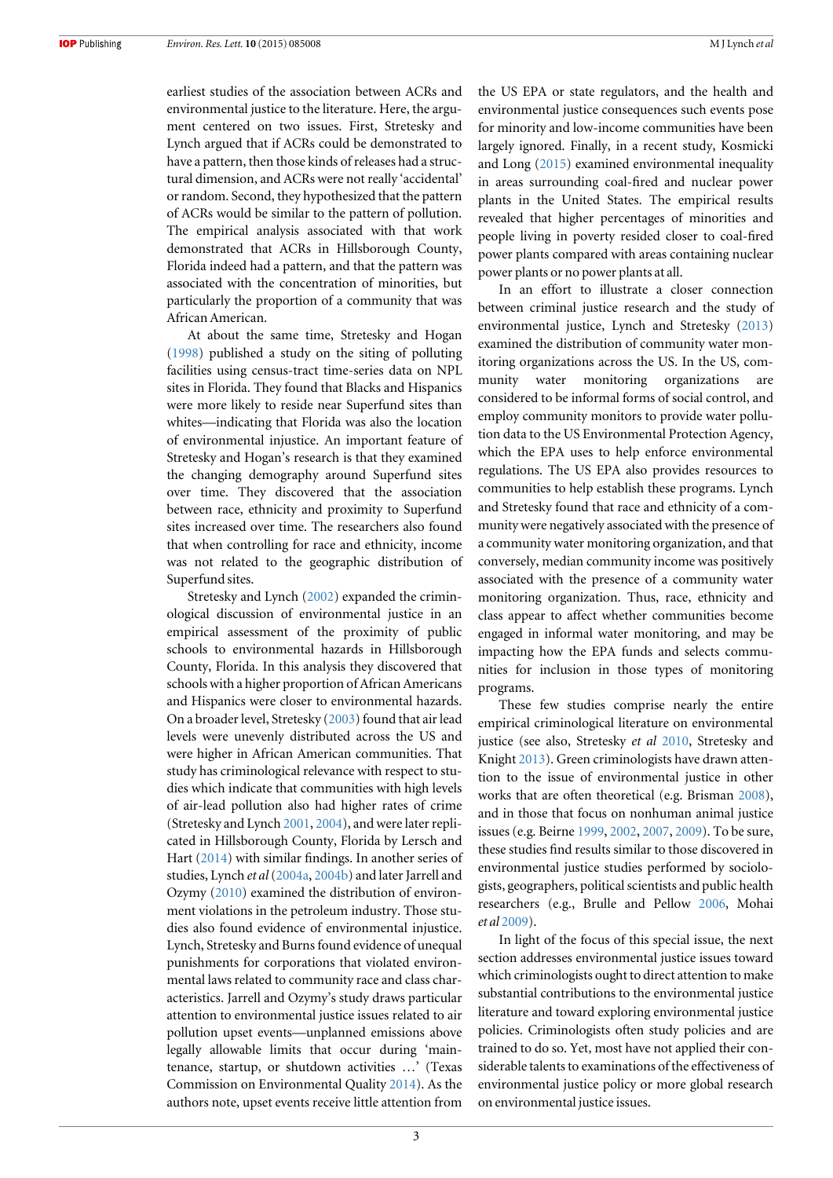earliest studies of the association between ACRs and environmental justice to the literature. Here, the argument centered on two issues. First, Stretesky and Lynch argued that if ACRs could be demonstrated to have a pattern, then those kinds of releases had a structural dimension, and ACRs were not really 'accidental' or random. Second, they hypothesized that the pattern of ACRs would be similar to the pattern of pollution. The empirical analysis associated with that work demonstrated that ACRs in Hillsborough County, Florida indeed had a pattern, and that the pattern was associated with the concentration of minorities, but particularly the proportion of a community that was African American.

At about the same time, Stretesky and Hogan (1998) published a study on the siting of polluting facilities using census-tract time-series data on NPL sites in Florida. They found that Blacks and Hispanics were more likely to reside near Superfund sites than whites—indicating that Florida was also the location of environmental injustice. An important feature of Stretesky and Hogan's research is that they examined the changing demography around Superfund sites over time. They discovered that the association between race, ethnicity and proximity to Superfund sites increased over time. The researchers also found that when controlling for race and ethnicity, income was not related to the geographic distribution of Superfund sites.

Stretesky and Lynch (2002) expanded the criminological discussion of environmental justice in an empirical assessment of the proximity of public schools to environmental hazards in Hillsborough County, Florida. In this analysis they discovered that schools with a higher proportion of African Americans and Hispanics were closer to environmental hazards. On a broader level, Stretesky (2003) found that air lead levels were unevenly distributed across the US and were higher in African American communities. That study has criminological relevance with respect to studies which indicate that communities with high levels of air-lead pollution also had higher rates of crime (Stretesky and Lynch 2001, 2004), and were later replicated in Hillsborough County, Florida by Lersch and Hart (2014) with similar findings. In another series of studies, Lynch *et al* (2004a, 2004b) and later Jarrell and Ozymy (2010) examined the distribution of environment violations in the petroleum industry. Those studies also found evidence of environmental injustice. Lynch, Stretesky and Burns found evidence of unequal punishments for corporations that violated environmental laws related to community race and class characteristics. Jarrell and Ozymy's study draws particular attention to environmental justice issues related to air pollution upset events—unplanned emissions above legally allowable limits that occur during 'maintenance, startup, or shutdown activities …' (Texas Commission on Environmental Quality 2014). As the authors note, upset events receive little attention from the US EPA or state regulators, and the health and environmental justice consequences such events pose for minority and low-income communities have been largely ignored. Finally, in a recent study, Kosmicki and Long (2015) examined environmental inequality in areas surrounding coal-fired and nuclear power plants in the United States. The empirical results revealed that higher percentages of minorities and people living in poverty resided closer to coal-fired power plants compared with areas containing nuclear power plants or no power plants at all.

In an effort to illustrate a closer connection between criminal justice research and the study of environmental justice, Lynch and Stretesky (2013) examined the distribution of community water monitoring organizations across the US. In the US, community water monitoring organizations are considered to be informal forms of social control, and employ community monitors to provide water pollution data to the US Environmental Protection Agency, which the EPA uses to help enforce environmental regulations. The US EPA also provides resources to communities to help establish these programs. Lynch and Stretesky found that race and ethnicity of a community were negatively associated with the presence of a community water monitoring organization, and that conversely, median community income was positively associated with the presence of a community water monitoring organization. Thus, race, ethnicity and class appear to affect whether communities become engaged in informal water monitoring, and may be impacting how the EPA funds and selects communities for inclusion in those types of monitoring programs.

These few studies comprise nearly the entire empirical criminological literature on environmental justice (see also, Stretesky *et al* 2010, Stretesky and Knight 2013). Green criminologists have drawn attention to the issue of environmental justice in other works that are often theoretical (e.g. Brisman 2008), and in those that focus on nonhuman animal justice issues (e.g. Beirne 1999, 2002, 2007, 2009). To be sure, these studies find results similar to those discovered in environmental justice studies performed by sociologists, geographers, political scientists and public health researchers (e.g., Brulle and Pellow 2006, Mohai *et al* 2009).

In light of the focus of this special issue, the next section addresses environmental justice issues toward which criminologists ought to direct attention to make substantial contributions to the environmental justice literature and toward exploring environmental justice policies. Criminologists often study policies and are trained to do so. Yet, most have not applied their considerable talents to examinations of the effectiveness of environmental justice policy or more global research on environmental justice issues.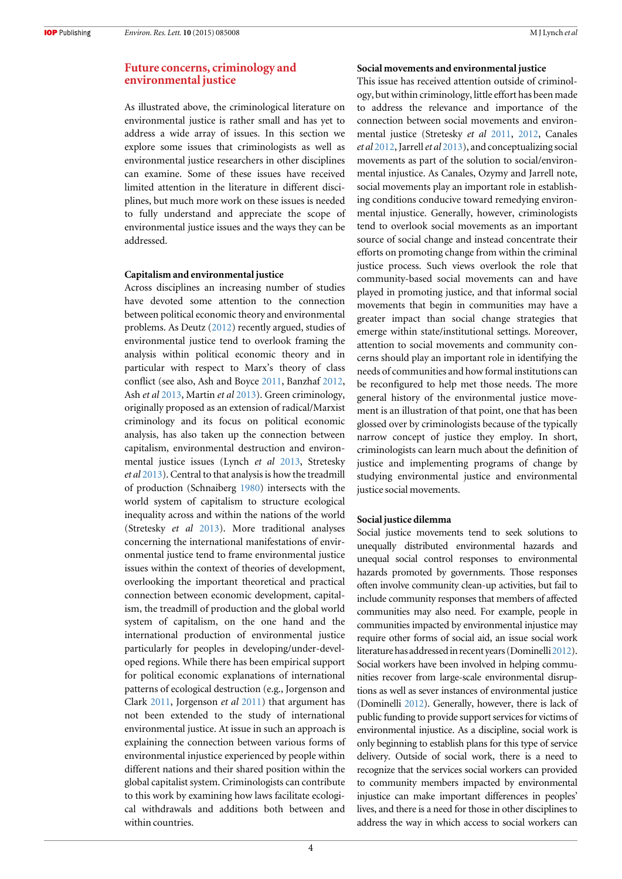## Future concerns, criminology and environmental justice

As illustrated above, the criminological literature on environmental justice is rather small and has yet to address a wide array of issues. In this section we explore some issues that criminologists as well as environmental justice researchers in other disciplines can examine. Some of these issues have received limited attention in the literature in different disciplines, but much more work on these issues is needed to fully understand and appreciate the scope of environmental justice issues and the ways they can be addressed.

### Capitalism and environmental justice

Across disciplines an increasing number of studies have devoted some attention to the connection between political economic theory and environmental problems. As Deutz (2012) recently argued, studies of environmental justice tend to overlook framing the analysis within political economic theory and in particular with respect to Marx's theory of class conflict (see also, Ash and Boyce 2011, Banzhaf 2012, Ash *et al* 2013, Martin *et al* 2013). Green criminology, originally proposed as an extension of radical/Marxist criminology and its focus on political economic analysis, has also taken up the connection between capitalism, environmental destruction and environmental justice issues (Lynch *et al* 2013, Stretesky *et al* 2013). Central to that analysis is how the treadmill of production (Schnaiberg 1980) intersects with the world system of capitalism to structure ecological inequality across and within the nations of the world (Stretesky *et al* 2013). More traditional analyses concerning the international manifestations of environmental justice tend to frame environmental justice issues within the context of theories of development, overlooking the important theoretical and practical connection between economic development, capitalism, the treadmill of production and the global world system of capitalism, on the one hand and the international production of environmental justice particularly for peoples in developing/under-developed regions. While there has been empirical support for political economic explanations of international patterns of ecological destruction (e.g., Jorgenson and Clark 2011, Jorgenson *et al* 2011) that argument has not been extended to the study of international environmental justice. At issue in such an approach is explaining the connection between various forms of environmental injustice experienced by people within different nations and their shared position within the global capitalist system. Criminologists can contribute to this work by examining how laws facilitate ecological withdrawals and additions both between and within countries.

### Social movements and environmental justice

This issue has received attention outside of criminology, but within criminology, little effort has been made to address the relevance and importance of the connection between social movements and environmental justice (Stretesky *et al* 2011, 2012, Canales *et al* 2012, Jarrell *et al* 2013), and conceptualizing social movements as part of the solution to social/environmental injustice. As Canales, Ozymy and Jarrell note, social movements play an important role in establishing conditions conducive toward remedying environmental injustice. Generally, however, criminologists tend to overlook social movements as an important source of social change and instead concentrate their efforts on promoting change from within the criminal justice process. Such views overlook the role that community-based social movements can and have played in promoting justice, and that informal social movements that begin in communities may have a greater impact than social change strategies that emerge within state/institutional settings. Moreover, attention to social movements and community concerns should play an important role in identifying the needs of communities and how formal institutions can be reconfigured to help met those needs. The more general history of the environmental justice movement is an illustration of that point, one that has been glossed over by criminologists because of the typically narrow concept of justice they employ. In short, criminologists can learn much about the definition of justice and implementing programs of change by studying environmental justice and environmental justice social movements.

### Social justice dilemma

Social justice movements tend to seek solutions to unequally distributed environmental hazards and unequal social control responses to environmental hazards promoted by governments. Those responses often involve community clean-up activities, but fail to include community responses that members of affected communities may also need. For example, people in communities impacted by environmental injustice may require other forms of social aid, an issue social work literature has addressed in recent years (Dominelli 2012). Social workers have been involved in helping communities recover from large-scale environmental disruptions as well as sever instances of environmental justice (Dominelli 2012). Generally, however, there is lack of public funding to provide support services for victims of environmental injustice. As a discipline, social work is only beginning to establish plans for this type of service delivery. Outside of social work, there is a need to recognize that the services social workers can provided to community members impacted by environmental injustice can make important differences in peoples' lives, and there is a need for those in other disciplines to address the way in which access to social workers can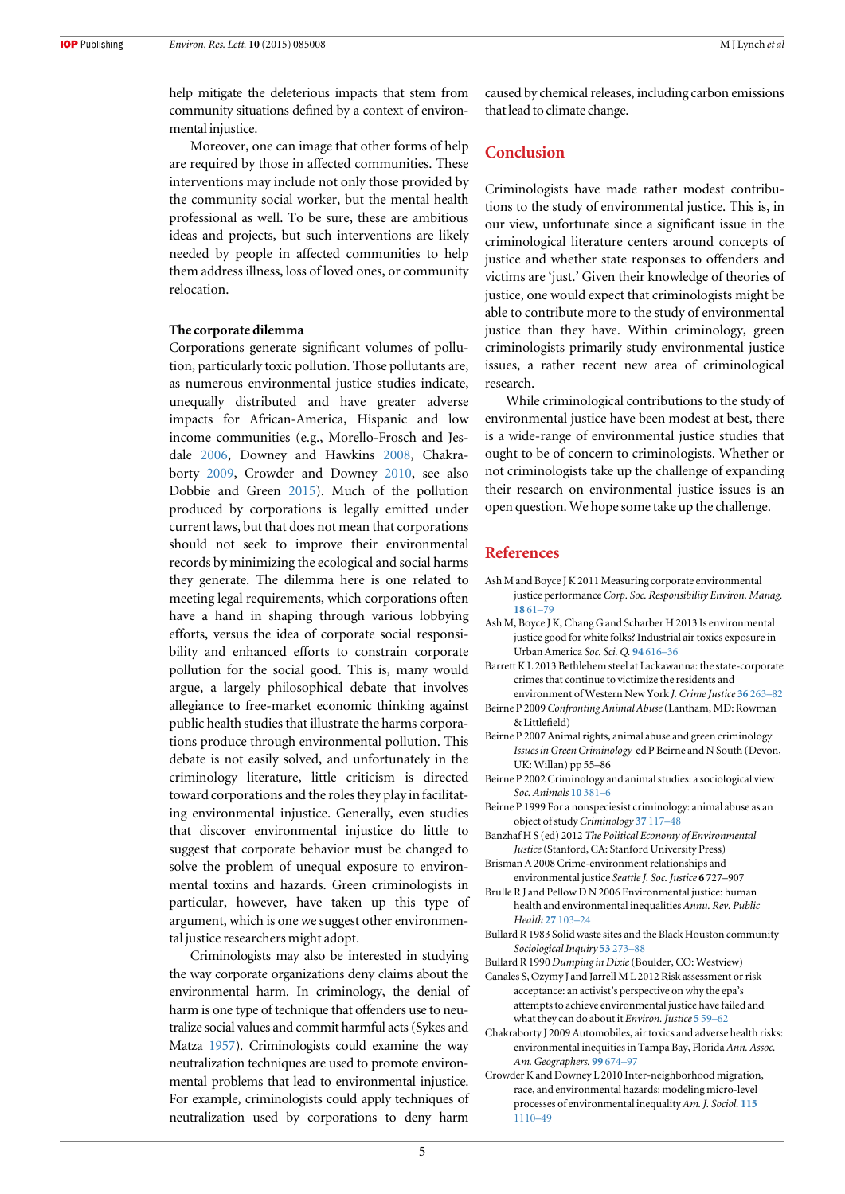help mitigate the deleterious impacts that stem from community situations defined by a context of environmental injustice.

Moreover, one can image that other forms of help are required by those in affected communities. These interventions may include not only those provided by the community social worker, but the mental health professional as well. To be sure, these are ambitious ideas and projects, but such interventions are likely needed by people in affected communities to help them address illness, loss of loved ones, or community relocation.

**The corporate dilemma**

Corporations generate significant volumes of pollution, particularly toxic pollution. Those pollutants are, as numerous environmental justice studies indicate, unequally distributed and have greater adverse impacts for African-America, Hispanic and low income communities (e.g., Morello-Frosch and Jesdale 2006, Downey and Hawkins 2008, Chakraborty 2009, Crowder and Downey 2010, see also Dobbie and Green 2015). Much of the pollution produced by corporations is legally emitted under current laws, but that does not mean that corporations should not seek to improve their environmental records by minimizing the ecological and social harms they generate. The dilemma here is one related to meeting legal requirements, which corporations often have a hand in shaping through various lobbying efforts, versus the idea of corporate social responsibility and enhanced efforts to constrain corporate pollution for the social good. This is, many would argue, a largely philosophical debate that involves allegiance to free-market economic thinking against public health studies that illustrate the harms corporations produce through environmental pollution. This debate is not easily solved, and unfortunately in the criminology literature, little criticism is directed toward corporations and the roles they play in facilitating environmental injustice. Generally, even studies that discover environmental injustice do little to suggest that corporate behavior must be changed to solve the problem of unequal exposure to environmental toxins and hazards. Green criminologists in particular, however, have taken up this type of argument, which is one we suggest other environmental justice researchers might adopt.

Criminologists may also be interested in studying the way corporate organizations deny claims about the environmental harm. In criminology, the denial of harm is one type of technique that offenders use to neutralize social values and commit harmful acts (Sykes and Matza 1957). Criminologists could examine the way neutralization techniques are used to promote environmental problems that lead to environmental injustice. For example, criminologists could apply techniques of neutralization used by corporations to deny harm caused by chemical releases, including carbon emissions that lead to climate change.

## Conclusion

Criminologists have made rather modest contributions to the study of environmental justice. This is, in our view, unfortunate since a significant issue in the criminological literature centers around concepts of justice and whether state responses to offenders and victims are 'just.' Given their knowledge of theories of justice, one would expect that criminologists might be able to contribute more to the study of environmental justice than they have. Within criminology, green criminologists primarily study environmental justice issues, a rather recent new area of criminological research.

While criminological contributions to the study of environmental justice have been modest at best, there is a wide-range of environmental justice studies that ought to be of concern to criminologists. Whether or not criminologists take up the challenge of expanding their research on environmental justice issues is an open question. We hope some take up the challenge.

## References

Ash M and Boyce J K 2011 Measuring corporate environmental justice performance *Corp. Soc. Responsibility Environ. Manag.* **18** 61–79

Ash M, Boyce J K, Chang G and Scharber H 2013 Is environmental justice good for white folks? Industrial air toxics exposure in Urban America *Soc. Sci. Q.* **94** 616–36

Barrett K L 2013 Bethlehem steel at Lackawanna: the state-corporate crimes that continue to victimize the residents and environment of Western New York *J. Crime Justice* **36** 263–82

Beirne P 2009 *Confronting Animal Abuse* (Lantham, MD: Rowman & Littlefield)

Beirne P 2007 Animal rights, animal abuse and green criminology *Issues in Green Criminology* ed P Beirne and N South (Devon, UK: Willan) pp 55–86

Beirne P 2002 Criminology and animal studies: a sociological view *Soc. Animals* **10** 381–6

Beirne P 1999 For a nonspeciesist criminology: animal abuse as an object of study *Criminology* **37** 117–48

Banzhaf H S (ed) 2012 *The Political Economy of Environmental Justice* (Stanford, CA: Stanford University Press)

Brisman A 2008 Crime-environment relationships and environmental justice *Seattle J. Soc. Justice* **6** 727–907

Brulle R J and Pellow D N 2006 Environmental justice: human health and environmental inequalities *Annu. Rev. Public Health* **27** 103–24

Bullard R 1983 Solid waste sites and the Black Houston community *Sociological Inquiry* **53** 273–88

Bullard R 1990 *Dumping in Dixie* (Boulder, CO: Westview)

Canales S, Ozymy J and Jarrell M L 2012 Risk assessment or risk acceptance: an activist's perspective on why the epa's attempts to achieve environmental justice have failed and what they can do about it *Environ. Justice* **5** 59–62

Chakraborty J 2009 Automobiles, air toxics and adverse health risks: environmental inequities in Tampa Bay, Florida *Ann. Assoc. Am. Geographers.* **99** 674–97

Crowder K and Downey L 2010 Inter-neighborhood migration, race, and environmental hazards: modeling micro-level processes of environmental inequality *Am. J. Sociol.* **115** 1110–49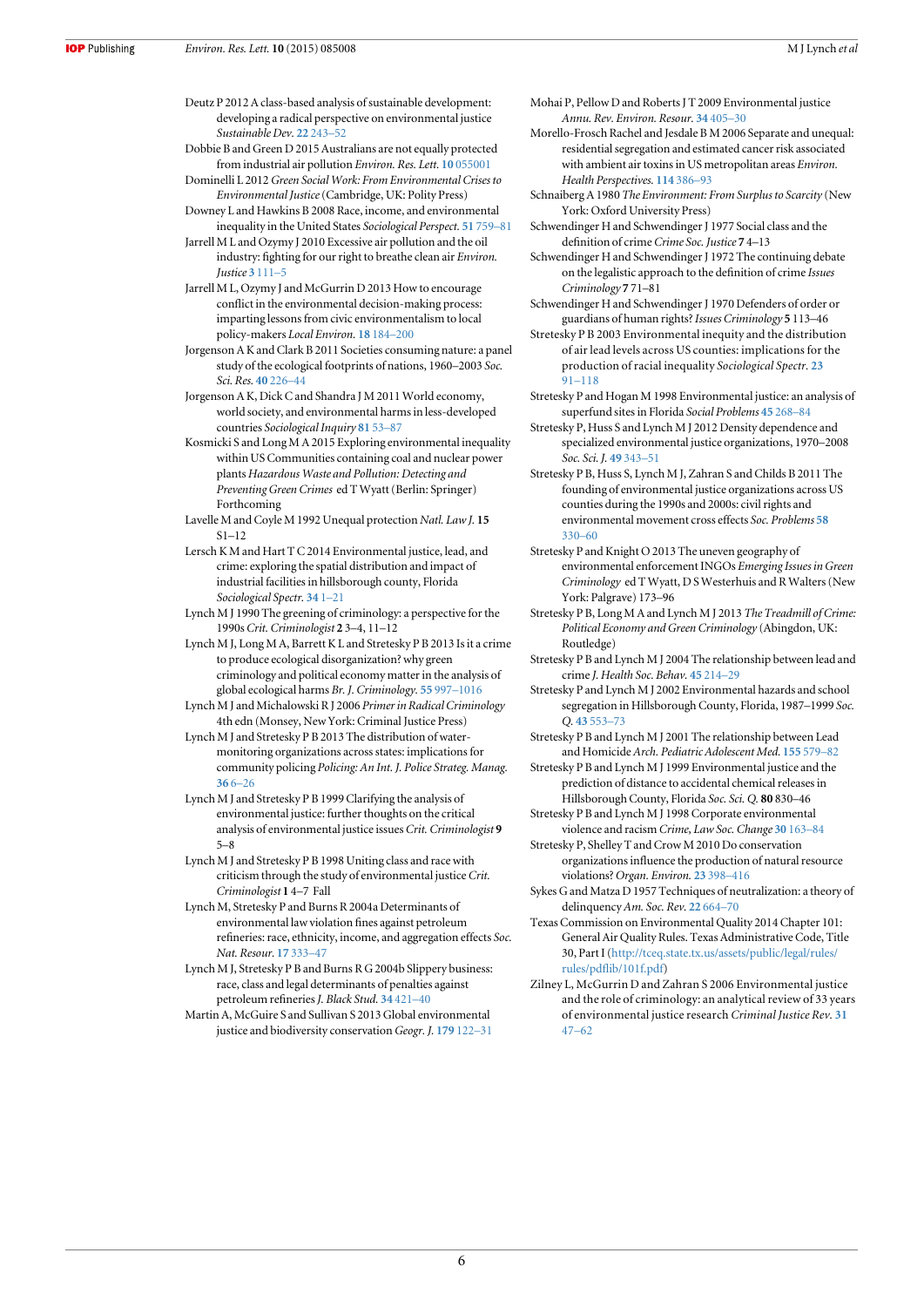Deutz P 2012 A class-based analysis of sustainable development: developing a radical perspective on environmental justice *Sustainable Dev.* **22** 243–52

Dobbie B and Green D 2015 Australians are not equally protected from industrial air pollution *Environ. Res. Lett.* **10** 055001

Dominelli L 2012 *Green Social Work: From Environmental Crises to Environmental Justice* (Cambridge, UK: Polity Press)

Downey L and Hawkins B 2008 Race, income, and environmental inequality in the United States *Sociological Perspect.* **51** 759–81

Jarrell M L and Ozymy J 2010 Excessive air pollution and the oil industry: fighting for our right to breathe clean air *Environ. Justice* **3** 111–5

Jarrell M L, Ozymy J and McGurrin D 2013 How to encourage conflict in the environmental decision-making process: imparting lessons from civic environmentalism to local policy-makers *Local Environ.* **18** 184–200

Jorgenson A K and Clark B 2011 Societies consuming nature: a panel study of the ecological footprints of nations, 1960–2003 *Soc. Sci. Res.* **40** 226–44

Jorgenson A K, Dick C and Shandra J M 2011 World economy, world society, and environmental harms in less-developed countries *Sociological Inquiry* **81** 53–87

Kosmicki S and Long M A 2015 Exploring environmental inequality within US Communities containing coal and nuclear power plants *Hazardous Waste and Pollution: Detecting and Preventing Green Crimes* ed T Wyatt (Berlin: Springer) Forthcoming

Lavelle M and Coyle M 1992 Unequal protection *Natl. Law J.* **15** S1–12

Lersch K M and Hart T C 2014 Environmental justice, lead, and crime: exploring the spatial distribution and impact of industrial facilities in hillsborough county, Florida *Sociological Spectr.* **34** 1–21

Lynch M J 1990 The greening of criminology: a perspective for the 1990s *Crit. Criminologist* **2** 3–4, 11–12

Lynch M J, Long M A, Barrett K L and Stretesky P B 2013 Is it a crime to produce ecological disorganization? why green criminology and political economy matter in the analysis of global ecological harms *Br. J. Criminology.* **55** 997–1016

Lynch M J and Michalowski R J 2006 *Primer in Radical Criminology* 4th edn (Monsey, New York: Criminal Justice Press)

Lynch M J and Stretesky P B 2013 The distribution of water-monitoring organizations across states: implications for community policing *Policing: An Int. J. Police Strateg. Manag.* **36** 6–26

Lynch M J and Stretesky P B 1999 Clarifying the analysis of environmental justice: further thoughts on the critical analysis of environmental justice issues *Crit. Criminologist* **9** 5–8

Lynch M J and Stretesky P B 1998 Uniting class and race with criticism through the study of environmental justice *Crit. Criminologist* **1** 4–7 Fall

Lynch M, Stretesky P and Burns R 2004a Determinants of environmental law violation fines against petroleum refineries: race, ethnicity, income, and aggregation effects *Soc. Nat. Resour.* **17** 333–47

Lynch M J, Stretesky P B and Burns R G 2004b Slippery business: race, class and legal determinants of penalties against petroleum refineries *J. Black Stud.* **34** 421–40

Martin A, McGuire S and Sullivan S 2013 Global environmental justice and biodiversity conservation *Geogr. J.* **179** 122–31

Mohai P, Pellow D and Roberts J T 2009 Environmental justice *Annu. Rev. Environ. Resour.* **34** 405–30

Morello-Frosch Rachel and Jesdale B M 2006 Separate and unequal: residential segregation and estimated cancer risk associated with ambient air toxins in US metropolitan areas *Environ. Health Perspectives.* **114** 386–93

Schnaiberg A 1980 *The Environment: From Surplus to Scarcity* (New York: Oxford University Press)

Schwendinger H and Schwendinger J 1977 Social class and the definition of crime *Crime Soc. Justice* **7** 4–13

Schwendinger H and Schwendinger J 1972 The continuing debate on the legalistic approach to the definition of crime *Issues Criminology* **7** 71–81

Schwendinger H and Schwendinger J 1970 Defenders of order or guardians of human rights? *Issues Criminology* **5** 113–46

Stretesky P B 2003 Environmental inequity and the distribution of air lead levels across US counties: implications for the production of racial inequality *Sociological Spectr.* **23** 91–118

Stretesky P and Hogan M 1998 Environmental justice: an analysis of superfund sites in Florida *Social Problems* **45** 268–84

Stretesky P, Huss S and Lynch M J 2012 Density dependence and specialized environmental justice organizations, 1970–2008 *Soc. Sci. J.* **49** 343–51

Stretesky P B, Huss S, Lynch M J, Zahran S and Childs B 2011 The founding of environmental justice organizations across US counties during the 1990s and 2000s: civil rights and environmental movement cross effects *Soc. Problems* **58** 330–60

Stretesky P and Knight O 2013 The uneven geography of environmental enforcement INGOs *Emerging Issues in Green Criminology* ed T Wyatt, D S Westerhuis and R Walters (New York: Palgrave) 173–96

Stretesky P B, Long M A and Lynch M J 2013 *The Treadmill of Crime: Political Economy and Green Criminology* (Abingdon, UK: Routledge)

Stretesky P B and Lynch M J 2004 The relationship between lead and crime *J. Health Soc. Behav.* **45** 214–29

Stretesky P and Lynch M J 2002 Environmental hazards and school segregation in Hillsborough County, Florida, 1987–1999 *Soc. Q.* **43** 553–73

Stretesky P B and Lynch M J 2001 The relationship between Lead and Homicide *Arch. Pediatric Adolescent Med.* **155** 579–82

Stretesky P B and Lynch M J 1999 Environmental justice and the prediction of distance to accidental chemical releases in Hillsborough County, Florida *Soc. Sci. Q.* **80** 830–46

Stretesky P B and Lynch M J 1998 Corporate environmental violence and racism *Crime, Law Soc. Change* **30** 163–84

Stretesky P, Shelley T and Crow M 2010 Do conservation organizations influence the production of natural resource violations? *Organ. Environ.* **23** 398–416

Sykes G and Matza D 1957 Techniques of neutralization: a theory of delinquency *Am. Soc. Rev.* **22** 664–70

Texas Commission on Environmental Quality 2014 Chapter 101: General Air Quality Rules. Texas Administrative Code, Title 30, Part I (http://tceq.state.tx.us/assets/public/legal/rules/rules/pdflib/101f.pdf)

Zilney L, McGurrin D and Zahran S 2006 Environmental justice and the role of criminology: an analytical review of 33 years of environmental justice research *Criminal Justice Rev.* **31** 47–62